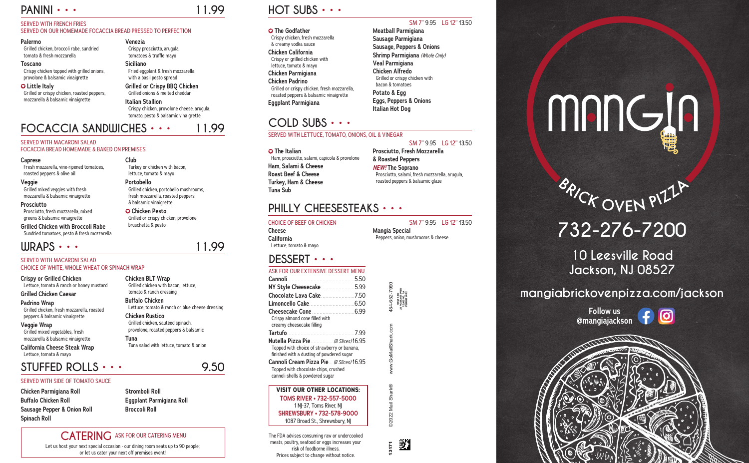## PANINI • • • 11.99

SERVED WITH FRENCH FRIES
SERVED ON OUR HOMEMADE FOCACCIA BREAD PRESSED TO PERFECTION

**Palermo**
Grilled chicken, broccoli rabe, sundried tomato & fresh mozzarella

**Toscano**
Crispy chicken topped with grilled onions, provolone & balsamic vinaigrette

**Little Italy**
Grilled or crispy chicken, roasted peppers, mozzarella & balsamic vinaigrette

**Venezia**
Crispy prosciutto, arugula, tomatoes & truffle mayo

**Siciliano**
Fried eggplant & fresh mozzarella with a basil pesto spread

**Grilled or Crispy BBQ Chicken**
Grilled onions & melted cheddar

**Italian Stallion**
Crispy chicken, provolone cheese, arugula, tomato, pesto & balsamic vinaigrette

## FOCACCIA SANDWICHES • • • 11.99

SERVED WITH MACARONI SALAD
FOCACCIA BREAD HOMEMADE & BAKED ON PREMISES

**Caprese**
Fresh mozzarella, vine-ripened tomatoes, roasted peppers & olive oil

**Veggie**
Grilled mixed veggies with fresh mozzarella & balsamic vinaigrette

**Prosciutto**
Prosciutto, fresh mozzarella, mixed greens & balsamic vinaigrette

**Grilled Chicken with Broccoli Rabe**
Sundried tomatoes, pesto & fresh mozzarella

**Club**
Turkey or chicken with bacon, lettuce, tomato & mayo

**Portobello**
Grilled chicken, portobello mushrooms, fresh mozzarella, roasted peppers & balsamic vinaigrette

**Chicken Pesto**
Grilled or crispy chicken, provolone, bruschetta & pesto

## WRAPS • • • 11.99

SERVED WITH MACARONI SALAD
CHOICE OF WHITE, WHOLE WHEAT OR SPINACH WRAP

**Crispy or Grilled Chicken**
Lettuce, tomato & ranch or honey mustard

**Grilled Chicken Caesar**

**Padrino Wrap**
Grilled chicken, fresh mozzarella, roasted peppers & balsamic vinaigrette

**Veggie Wrap**
Grilled mixed vegetables, fresh mozzarella & balsamic vinaigrette

**California Cheese Steak Wrap**
Lettuce, tomato & mayo

**Chicken BLT Wrap**
Grilled chicken with bacon, lettuce, tomato & ranch dressing

**Buffalo Chicken**
Lettuce, tomato & ranch or blue cheese dressing

**Chicken Rustico**
Grilled chicken, sautéed spinach, provolone, roasted peppers & balsamic

**Tuna**
Tuna salad with lettuce, tomato & onion

## STUFFED ROLLS • • • 9.50

SERVED WITH SIDE OF TOMATO SAUCE

**Chicken Parmigiana Roll**
**Buffalo Chicken Roll**
**Sausage Pepper & Onion Roll**
**Spinach Roll**
**Stromboli Roll**
**Eggplant Parmigiana Roll**
**Broccoli Roll**

## CATERING ASK FOR OUR CATERING MENU

Let us host your next special occasion - our dining room seats up to 90 people; or let us cater your next off premises event!

## HOT SUBS • • •

SM 7" 9.95 LG 12" 13.50

**The Godfather**
Crispy chicken, fresh mozzarella & creamy vodka sauce

**Chicken California**
Crispy or grilled chicken with lettuce, tomato & mayo

**Chicken Parmigiana**

**Chicken Padrino**
Grilled or crispy chicken, fresh mozzarella, roasted peppers & balsamic vinaigrette

**Eggplant Parmigiana**

**Meatball Parmigiana**
**Sausage Parmigiana**
**Sausage, Peppers & Onions**
**Shrimp Parmigiana** *(Whole Only)*
**Veal Parmigiana**
**Chicken Alfredo**
Grilled or crispy chicken with bacon & tomatoes
**Potato & Egg**
**Eggs, Peppers & Onions**
**Italian Hot Dog**

## COLD SUBS • • •

SERVED WITH LETTUCE, TOMATO, ONIONS, OIL & VINEGAR

SM 7" 9.95 LG 12" 13.50

**The Italian**
Ham, prosciutto, salami, capicola & provolone

**Ham, Salami & Cheese**
**Roast Beef & Cheese**
**Turkey, Ham & Cheese**
**Tuna Sub**

**Prosciutto, Fresh Mozzarella & Roasted Peppers**

***NEW!* The Soprano**
Prosciutto, salami, fresh mozzarella, arugula, roasted peppers & balsamic glaze

## PHILLY CHEESESTEAKS • • •

CHOICE OF BEEF OR CHICKEN

SM 7" 9.95 LG 12" 13.50

**Cheese**

**California**
Lettuce, tomato & mayo

**Mangia Special**
Peppers, onion, mushrooms & cheese

## DESSERT • • •

ASK FOR OUR EXTENSIVE DESSERT MENU

**Cannoli** 5.50
**NY Style Cheesecake** 5.99
**Chocolate Lava Cake** 7.50
**Limoncello Cake** 6.50
**Cheesecake Cone** 6.99
Crispy almond cone filled with creamy cheesecake filling
**Tartufo** 7.99
**Nutella Pizza Pie** *(8 Slices)* 16.95
Topped with choice of strawberry or banana, finished with a dusting of powdered sugar
**Cannoli Cream Pizza Pie** *(8 Slices)* 16.95
Topped with chocolate chips, crushed cannoli shells & powdered sugar

**VISIT OUR OTHER LOCATIONS:**
**TOMS RIVER • 732-557-5000**
1 NJ-37, Toms River, NJ
**SHREWSBURY • 732-578-9000**
1087 Broad St., Shrewsbury, NJ

The FDA advises consuming raw or undercooked meats, poultry, seafood or eggs increases your risk of foodborne illness.
Prices subject to change without notice.

13171 ©2022 Mail Shark® www.GoMailShark.com 484-652-7990

PRST STD US POSTAGE PAID READING, PA PERMIT #812

# MANGIA
## BRICK OVEN PIZZA

## 732-276-7200

**10 Leesville Road**
**Jackson, NJ 08527**

**mangiabrickovenpizza.com/jackson**

**Follow us @mangiajackson**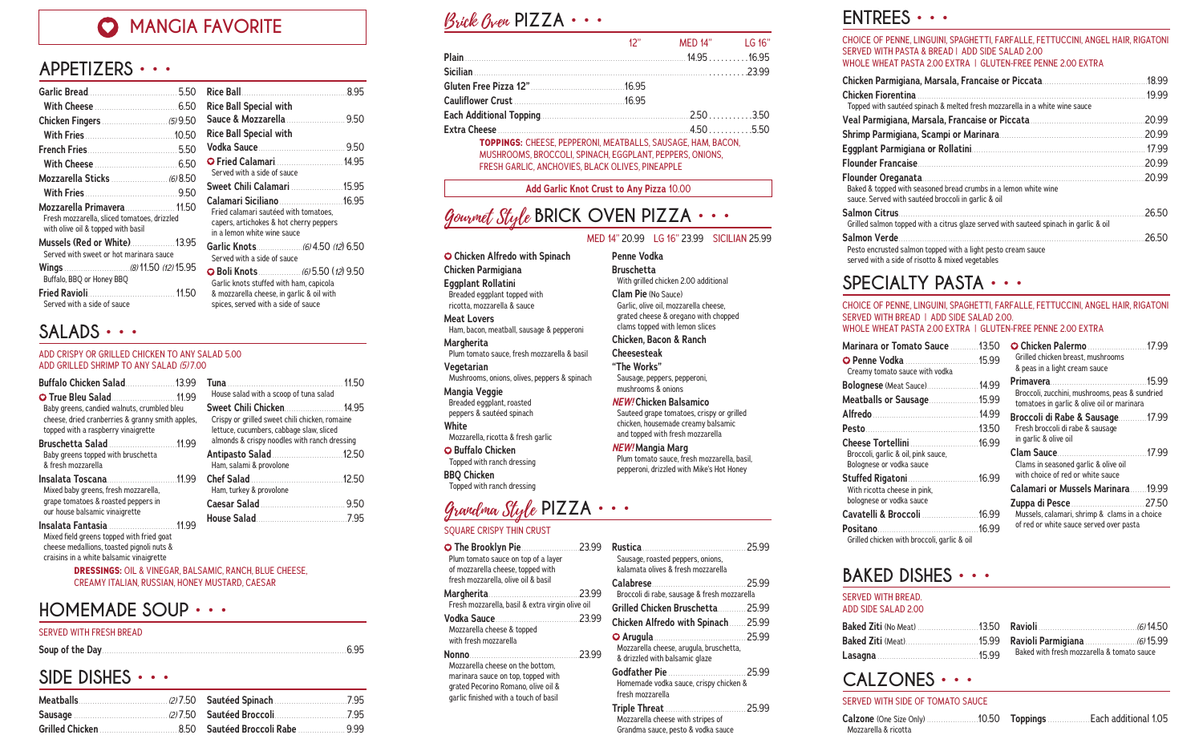# MANGIA FAVORITE

## APPETIZERS

| | |
|---|---|
| Garlic Bread | 5.50 |
| With Cheese | 6.50 |
| Chicken Fingers | (5) 9.50 |
| With Fries | 10.50 |
| French Fries | 5.50 |
| With Cheese | 6.50 |
| Mozzarella Sticks | (6) 8.50 |
| With Fries | 9.50 |
| Mozzarella Primavera<br>Fresh mozzarella, sliced tomatoes, drizzled with olive oil & topped with basil | 11.50 |
| Mussels (Red or White)<br>Served with sweet or hot marinara sauce | 13.95 |
| Wings<br>Buffalo, BBQ or Honey BBQ | (8) 11.50 (12) 15.95 |
| Fried Ravioli<br>Served with a side of sauce | 11.50 |
| Rice Ball | 8.95 |
| Rice Ball Special with Sauce & Mozzarella | 9.50 |
| Rice Ball Special with Vodka Sauce | 9.50 |
| Fried Calamari<br>Served with a side of sauce | 14.95 |
| Sweet Chili Calamari | 15.95 |
| Calamari Siciliano<br>Fried calamari sautéed with tomatoes, capers, artichokes & hot cherry peppers in a lemon white wine sauce | 16.95 |
| Garlic Knots<br>Served with a side of sauce | (6) 4.50 (12) 6.50 |
| Boli Knots<br>Garlic knots stuffed with ham, capicola & mozzarella cheese, in garlic & oil with spices, served with a side of sauce | (6) 5.50 (12) 9.50 |

## SALADS

ADD CRISPY OR GRILLED CHICKEN TO ANY SALAD 5.00
ADD GRILLED SHRIMP TO ANY SALAD (5) 7.00

| | |
|---|---|
| Buffalo Chicken Salad | 13.99 |
| True Bleu Salad<br>Baby greens, candied walnuts, crumbled bleu cheese, dried cranberries & granny smith apples, topped with a raspberry vinaigrette | 11.99 |
| Bruschetta Salad<br>Baby greens topped with bruschetta & fresh mozzarella | 11.99 |
| Insalata Toscana<br>Mixed baby greens, fresh mozzarella, grape tomatoes & roasted peppers in our house balsamic vinaigrette | 11.99 |
| Insalata Fantasia<br>Mixed field greens topped with fried goat cheese medallions, toasted pignoli nuts & craisins in a white balsamic vinaigrette | 11.99 |
| Tuna<br>House salad with a scoop of tuna salad | 11.50 |
| Sweet Chili Chicken<br>Crispy or grilled sweet chili chicken, romaine lettuce, cucumbers, cabbage slaw, sliced almonds & crispy noodles with ranch dressing | 14.95 |
| Antipasto Salad<br>Ham, salami & provolone | 12.50 |
| Chef Salad<br>Ham, turkey & provolone | 12.50 |
| Caesar Salad | 9.50 |
| House Salad | 7.95 |

**DRESSINGS:** OIL & VINEGAR, BALSAMIC, RANCH, BLUE CHEESE, CREAMY ITALIAN, RUSSIAN, HONEY MUSTARD, CAESAR

## HOMEMADE SOUP

SERVED WITH FRESH BREAD

| | |
|---|---|
| Soup of the Day | 6.95 |

## SIDE DISHES

| | |
|---|---|
| Meatballs | (2) 7.50 |
| Sausage | (2) 7.50 |
| Grilled Chicken | 8.50 |
| Sautéed Spinach | 7.95 |
| Sautéed Broccoli | 7.95 |
| Sautéed Broccoli Rabe | 9.99 |

## Brick Oven PIZZA

| | 12" | MED 14" | LG 16" |
|---|---|---|---|
| Plain | | 14.95 | 16.95 |
| Sicilian | | | 23.99 |
| Gluten Free Pizza 12" | 16.95 | | |
| Cauliflower Crust | 16.95 | | |
| Each Additional Topping | | 2.50 | 3.50 |
| Extra Cheese | | 4.50 | 5.50 |

**TOPPINGS:** CHEESE, PEPPERONI, MEATBALLS, SAUSAGE, HAM, BACON, MUSHROOMS, BROCCOLI, SPINACH, EGGPLANT, PEPPERS, ONIONS, FRESH GARLIC, ANCHOVIES, BLACK OLIVES, PINEAPPLE

**Add Garlic Knot Crust to Any Pizza 10.00**

## Gourmet Style BRICK OVEN PIZZA

MED 14" 20.99 LG 16" 23.99 SICILIAN 25.99

- **Chicken Alfredo with Spinach**
- **Chicken Parmigiana**
- **Eggplant Rollatini** — Breaded eggplant topped with ricotta, mozzarella & sauce
- **Meat Lovers** — Ham, bacon, meatball, sausage & pepperoni
- **Margherita** — Plum tomato sauce, fresh mozzarella & basil
- **Vegetarian** — Mushrooms, onions, olives, peppers & spinach
- **Mangia Veggie** — Breaded eggplant, roasted peppers & sautéed spinach
- **White** — Mozzarella, ricotta & fresh garlic
- **Buffalo Chicken** — Topped with ranch dressing
- **BBQ Chicken** — Topped with ranch dressing
- **Penne Vodka**
- **Bruschetta** — With grilled chicken 2.00 additional
- **Clam Pie** (No Sauce) — Garlic, olive oil, mozzarella cheese, grated cheese & oregano with chopped clams topped with lemon slices
- **Chicken, Bacon & Ranch**
- **Cheesesteak**
- **"The Works"** — Sausage, peppers, pepperoni, mushrooms & onions
- ***NEW!* Chicken Balsamico** — Sauteed grape tomatoes, crispy or grilled chicken, housemade creamy balsamic and topped with fresh mozzarella
- ***NEW!* Mangia Marg** — Plum tomato sauce, fresh mozzarella, basil, pepperoni, drizzled with Mike's Hot Honey

## Grandma Style PIZZA

SQUARE CRISPY THIN CRUST

| | |
|---|---|
| The Brooklyn Pie<br>Plum tomato sauce on top of a layer of mozzarella cheese, topped with fresh mozzarella, olive oil & basil | 23.99 |
| Margherita<br>Fresh mozzarella, basil & extra virgin olive oil | 23.99 |
| Vodka Sauce<br>Mozzarella cheese & topped with fresh mozzarella | 23.99 |
| Nonno<br>Mozzarella cheese on the bottom, marinara sauce on top, topped with grated Pecorino Romano, olive oil & garlic finished with a touch of basil | 23.99 |
| Rustica<br>Sausage, roasted peppers, onions, kalamata olives & fresh mozzarella | 25.99 |
| Calabrese<br>Broccoli di rabe, sausage & fresh mozzarella | 25.99 |
| Grilled Chicken Bruschetta | 25.99 |
| Chicken Alfredo with Spinach | 25.99 |
| Arugula<br>Mozzarella cheese, arugula, bruschetta, & drizzled with balsamic glaze | 25.99 |
| Godfather Pie<br>Homemade vodka sauce, crispy chicken & fresh mozzarella | 25.99 |
| Triple Threat<br>Mozzarella cheese with stripes of Grandma sauce, pesto & vodka sauce | 25.99 |

## ENTREES

CHOICE OF PENNE, LINGUINI, SPAGHETTI, FARFALLE, FETTUCCINI, ANGEL HAIR, RIGATONI
SERVED WITH PASTA & BREAD | ADD SIDE SALAD 2.00
WHOLE WHEAT PASTA 2.00 EXTRA | GLUTEN-FREE PENNE 2.00 EXTRA

| | |
|---|---|
| Chicken Parmigiana, Marsala, Francaise or Piccata | 18.99 |
| Chicken Fiorentina<br>Topped with sautéed spinach & melted fresh mozzarella in a white wine sauce | 19.99 |
| Veal Parmigiana, Marsala, Francaise or Piccata | 20.99 |
| Shrimp Parmigiana, Scampi or Marinara | 20.99 |
| Eggplant Parmigiana or Rollatini | 17.99 |
| Flounder Francaise | 20.99 |
| Flounder Oreganata<br>Baked & topped with seasoned bread crumbs in a lemon white wine sauce. Served with sautéed broccoli in garlic & oil | 20.99 |
| Salmon Citrus<br>Grilled salmon topped with a citrus glaze served with sauteed spinach in garlic & oil | 26.50 |
| Salmon Verde<br>Pesto encrusted salmon topped with a light pesto cream sauce served with a side of risotto & mixed vegetables | 26.50 |

## SPECIALTY PASTA

CHOICE OF PENNE, LINGUINI, SPAGHETTI, FARFALLE, FETTUCCINI, ANGEL HAIR, RIGATONI
SERVED WITH BREAD | ADD SIDE SALAD 2.00.
WHOLE WHEAT PASTA 2.00 EXTRA | GLUTEN-FREE PENNE 2.00 EXTRA

| | |
|---|---|
| Marinara or Tomato Sauce | 13.50 |
| Penne Vodka<br>Creamy tomato sauce with vodka | 15.99 |
| Bolognese (Meat Sauce) | 14.99 |
| Meatballs or Sausage | 15.99 |
| Alfredo | 14.99 |
| Pesto | 13.50 |
| Cheese Tortellini<br>Broccoli, garlic & oil, pink sauce, Bolognese or vodka sauce | 16.99 |
| Stuffed Rigatoni<br>With ricotta cheese in pink, bolognese or vodka sauce | 16.99 |
| Cavatelli & Broccoli | 16.99 |
| Positano<br>Grilled chicken with broccoli, garlic & oil | 16.99 |
| Chicken Palermo<br>Grilled chicken breast, mushrooms & peas in a light cream sauce | 17.99 |
| Primavera<br>Broccoli, zucchini, mushrooms, peas & sundried tomatoes in garlic & olive oil or marinara | 15.99 |
| Broccoli di Rabe & Sausage<br>Fresh broccoli di rabe & sausage in garlic & olive oil | 17.99 |
| Clam Sauce<br>Clams in seasoned garlic & olive oil with choice of red or white sauce | 17.99 |
| Calamari or Mussels Marinara | 19.99 |
| Zuppa di Pesce<br>Mussels, calamari, shrimp & clams in a choice of red or white sauce served over pasta | 27.50 |

## BAKED DISHES

SERVED WITH BREAD.
ADD SIDE SALAD 2.00

| | |
|---|---|
| Baked Ziti (No Meat) | 13.50 |
| Baked Ziti (Meat) | 15.99 |
| Lasagna | 15.99 |
| Ravioli | (6) 14.50 |
| Ravioli Parmigiana<br>Baked with fresh mozzarella & tomato sauce | (6) 15.99 |

## CALZONES

SERVED WITH SIDE OF TOMATO SAUCE

| | |
|---|---|
| Calzone (One Size Only)<br>Mozzarella & ricotta | 10.50 |
| Toppings | Each additional 1.05 |